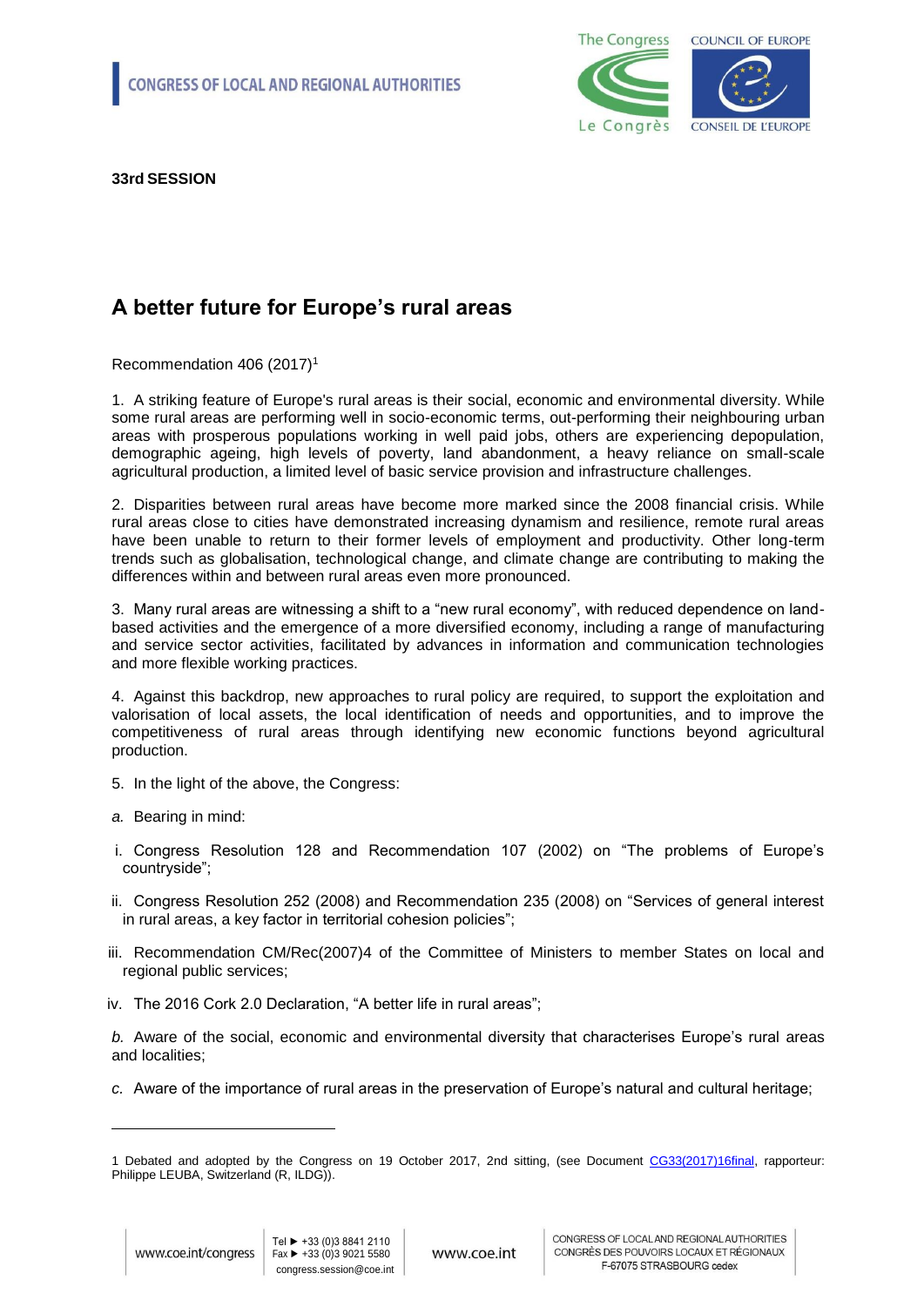CONGRESS OF LOCAL AND REGIONAL AUTHORITIES

**33rd SESSION**

# A better future for Europe's rural areas

Recommendation 406 (2017)[1]

1. A striking feature of Europe's rural areas is their social, economic and environmental diversity. While some rural areas are performing well in socio-economic terms, out-performing their neighbouring urban areas with prosperous populations working in well paid jobs, others are experiencing depopulation, demographic ageing, high levels of poverty, land abandonment, a heavy reliance on small-scale agricultural production, a limited level of basic service provision and infrastructure challenges.

2. Disparities between rural areas have become more marked since the 2008 financial crisis. While rural areas close to cities have demonstrated increasing dynamism and resilience, remote rural areas have been unable to return to their former levels of employment and productivity. Other long-term trends such as globalisation, technological change, and climate change are contributing to making the differences within and between rural areas even more pronounced.

3. Many rural areas are witnessing a shift to a "new rural economy", with reduced dependence on land-based activities and the emergence of a more diversified economy, including a range of manufacturing and service sector activities, facilitated by advances in information and communication technologies and more flexible working practices.

4. Against this backdrop, new approaches to rural policy are required, to support the exploitation and valorisation of local assets, the local identification of needs and opportunities, and to improve the competitiveness of rural areas through identifying new economic functions beyond agricultural production.

5. In the light of the above, the Congress:

*a.* Bearing in mind:

i. Congress Resolution 128 and Recommendation 107 (2002) on "The problems of Europe's countryside";

ii. Congress Resolution 252 (2008) and Recommendation 235 (2008) on "Services of general interest in rural areas, a key factor in territorial cohesion policies";

iii. Recommendation CM/Rec(2007)4 of the Committee of Ministers to member States on local and regional public services;

iv. The 2016 Cork 2.0 Declaration, "A better life in rural areas";

*b.* Aware of the social, economic and environmental diversity that characterises Europe's rural areas and localities;

*c.* Aware of the importance of rural areas in the preservation of Europe's natural and cultural heritage;

---

1 Debated and adopted by the Congress on 19 October 2017, 2nd sitting, (see Document CG33(2017)16final, rapporteur: Philippe LEUBA, Switzerland (R, ILDG)).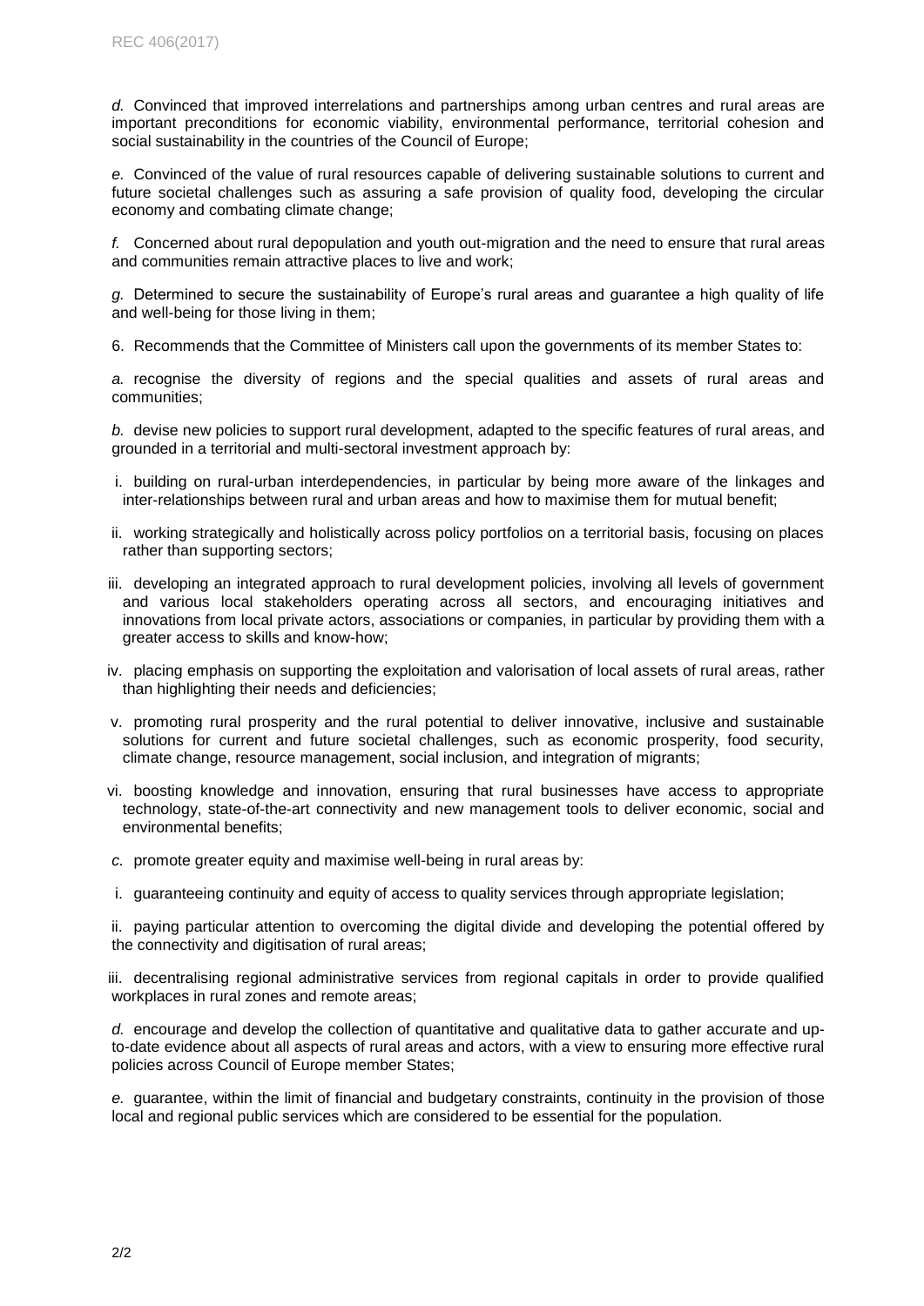*d.* Convinced that improved interrelations and partnerships among urban centres and rural areas are important preconditions for economic viability, environmental performance, territorial cohesion and social sustainability in the countries of the Council of Europe;

*e.* Convinced of the value of rural resources capable of delivering sustainable solutions to current and future societal challenges such as assuring a safe provision of quality food, developing the circular economy and combating climate change;

*f.* Concerned about rural depopulation and youth out-migration and the need to ensure that rural areas and communities remain attractive places to live and work;

*g.* Determined to secure the sustainability of Europe's rural areas and guarantee a high quality of life and well-being for those living in them;

6. Recommends that the Committee of Ministers call upon the governments of its member States to:

*a.* recognise the diversity of regions and the special qualities and assets of rural areas and communities;

*b.* devise new policies to support rural development, adapted to the specific features of rural areas, and grounded in a territorial and multi-sectoral investment approach by:

i. building on rural-urban interdependencies, in particular by being more aware of the linkages and inter-relationships between rural and urban areas and how to maximise them for mutual benefit;

ii. working strategically and holistically across policy portfolios on a territorial basis, focusing on places rather than supporting sectors;

iii. developing an integrated approach to rural development policies, involving all levels of government and various local stakeholders operating across all sectors, and encouraging initiatives and innovations from local private actors, associations or companies, in particular by providing them with a greater access to skills and know-how;

iv. placing emphasis on supporting the exploitation and valorisation of local assets of rural areas, rather than highlighting their needs and deficiencies;

v. promoting rural prosperity and the rural potential to deliver innovative, inclusive and sustainable solutions for current and future societal challenges, such as economic prosperity, food security, climate change, resource management, social inclusion, and integration of migrants;

vi. boosting knowledge and innovation, ensuring that rural businesses have access to appropriate technology, state-of-the-art connectivity and new management tools to deliver economic, social and environmental benefits;

*c.* promote greater equity and maximise well-being in rural areas by:

i. guaranteeing continuity and equity of access to quality services through appropriate legislation;

ii. paying particular attention to overcoming the digital divide and developing the potential offered by the connectivity and digitisation of rural areas;

iii. decentralising regional administrative services from regional capitals in order to provide qualified workplaces in rural zones and remote areas;

*d.* encourage and develop the collection of quantitative and qualitative data to gather accurate and up-to-date evidence about all aspects of rural areas and actors, with a view to ensuring more effective rural policies across Council of Europe member States;

*e.* guarantee, within the limit of financial and budgetary constraints, continuity in the provision of those local and regional public services which are considered to be essential for the population.